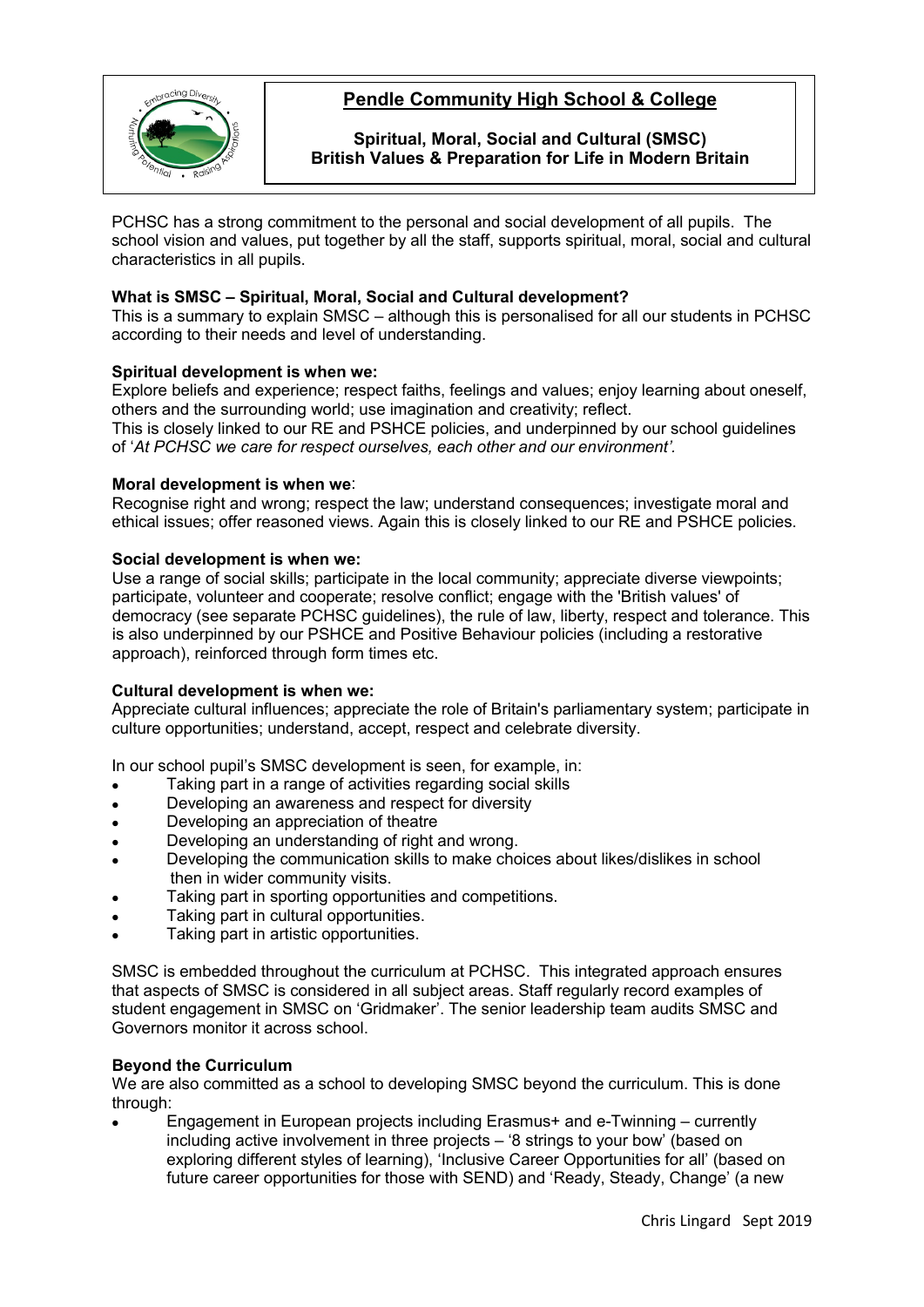# Pendle Community High School & College

**Spiritual, Moral, Social and Cultural (SMSC)**
**British Values & Preparation for Life in Modern Britain**

PCHSC has a strong commitment to the personal and social development of all pupils. The school vision and values, put together by all the staff, supports spiritual, moral, social and cultural characteristics in all pupils.

**What is SMSC – Spiritual, Moral, Social and Cultural development?**
This is a summary to explain SMSC – although this is personalised for all our students in PCHSC according to their needs and level of understanding.

**Spiritual development is when we:**
Explore beliefs and experience; respect faiths, feelings and values; enjoy learning about oneself, others and the surrounding world; use imagination and creativity; reflect.
This is closely linked to our RE and PSHCE policies, and underpinned by our school guidelines of '*At PCHSC we care for respect ourselves, each other and our environment'*.

**Moral development is when we**:
Recognise right and wrong; respect the law; understand consequences; investigate moral and ethical issues; offer reasoned views. Again this is closely linked to our RE and PSHCE policies.

**Social development is when we:**
Use a range of social skills; participate in the local community; appreciate diverse viewpoints; participate, volunteer and cooperate; resolve conflict; engage with the 'British values' of democracy (see separate PCHSC guidelines), the rule of law, liberty, respect and tolerance. This is also underpinned by our PSHCE and Positive Behaviour policies (including a restorative approach), reinforced through form times etc.

**Cultural development is when we:**
Appreciate cultural influences; appreciate the role of Britain's parliamentary system; participate in culture opportunities; understand, accept, respect and celebrate diversity.

In our school pupil's SMSC development is seen, for example, in:

- Taking part in a range of activities regarding social skills
- Developing an awareness and respect for diversity
- Developing an appreciation of theatre
- Developing an understanding of right and wrong.
- Developing the communication skills to make choices about likes/dislikes in school then in wider community visits.
- Taking part in sporting opportunities and competitions.
- Taking part in cultural opportunities.
- Taking part in artistic opportunities.

SMSC is embedded throughout the curriculum at PCHSC. This integrated approach ensures that aspects of SMSC is considered in all subject areas. Staff regularly record examples of student engagement in SMSC on 'Gridmaker'. The senior leadership team audits SMSC and Governors monitor it across school.

**Beyond the Curriculum**
We are also committed as a school to developing SMSC beyond the curriculum. This is done through:

- Engagement in European projects including Erasmus+ and e-Twinning – currently including active involvement in three projects – '8 strings to your bow' (based on exploring different styles of learning), 'Inclusive Career Opportunities for all' (based on future career opportunities for those with SEND) and 'Ready, Steady, Change' (a new

Chris Lingard Sept 2019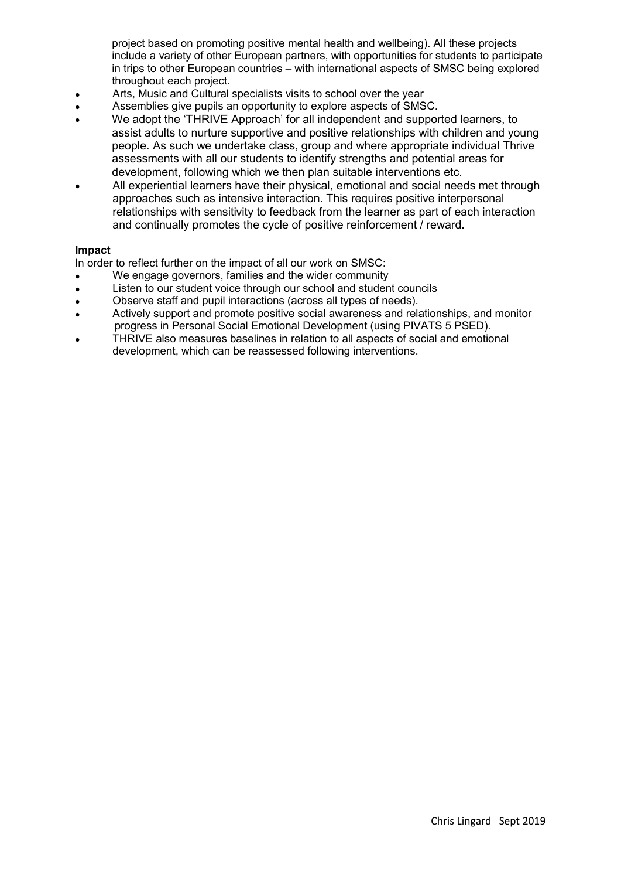project based on promoting positive mental health and wellbeing). All these projects include a variety of other European partners, with opportunities for students to participate in trips to other European countries – with international aspects of SMSC being explored throughout each project.

- Arts, Music and Cultural specialists visits to school over the year
- Assemblies give pupils an opportunity to explore aspects of SMSC.
- We adopt the 'THRIVE Approach' for all independent and supported learners, to assist adults to nurture supportive and positive relationships with children and young people. As such we undertake class, group and where appropriate individual Thrive assessments with all our students to identify strengths and potential areas for development, following which we then plan suitable interventions etc.
- All experiential learners have their physical, emotional and social needs met through approaches such as intensive interaction. This requires positive interpersonal relationships with sensitivity to feedback from the learner as part of each interaction and continually promotes the cycle of positive reinforcement / reward.

**Impact**

In order to reflect further on the impact of all our work on SMSC:

- We engage governors, families and the wider community
- Listen to our student voice through our school and student councils
- Observe staff and pupil interactions (across all types of needs).
- Actively support and promote positive social awareness and relationships, and monitor progress in Personal Social Emotional Development (using PIVATS 5 PSED).
- THRIVE also measures baselines in relation to all aspects of social and emotional development, which can be reassessed following interventions.

Chris Lingard Sept 2019